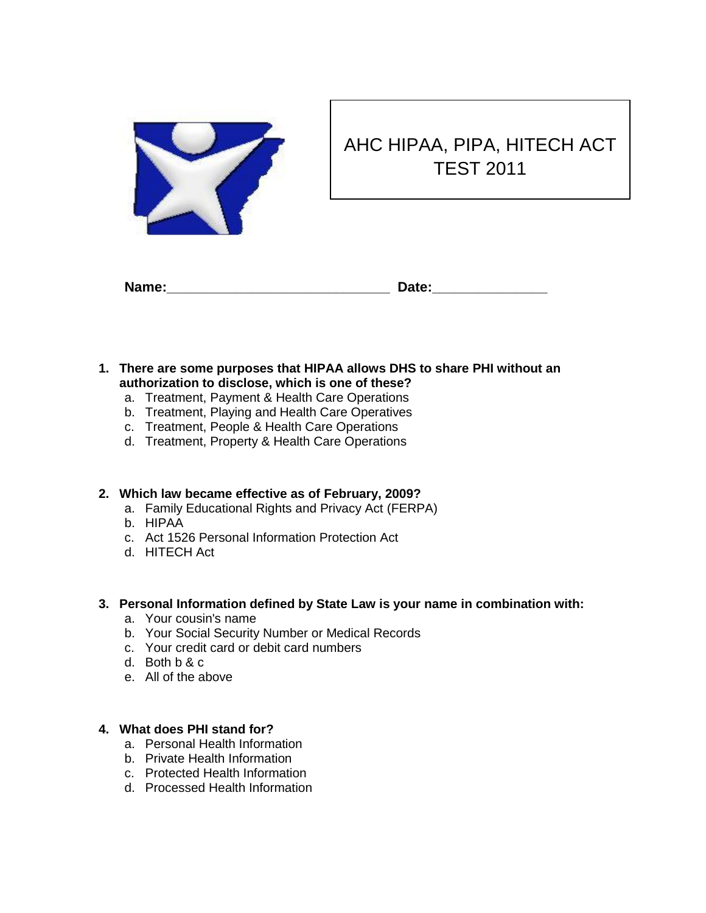# AHC HIPAA, PIPA, HITECH ACT TEST 2011

**Name:**\_\_\_\_\_\_\_\_\_\_\_\_\_\_\_\_\_\_\_\_\_\_\_\_\_\_\_\_\_\_ **Date:**\_\_\_\_\_\_\_\_\_\_\_\_\_\_\_

1. **There are some purposes that HIPAA allows DHS to share PHI without an authorization to disclose, which is one of these?**
   a. Treatment, Payment & Health Care Operations
   b. Treatment, Playing and Health Care Operatives
   c. Treatment, People & Health Care Operations
   d. Treatment, Property & Health Care Operations

2. **Which law became effective as of February, 2009?**
   a. Family Educational Rights and Privacy Act (FERPA)
   b. HIPAA
   c. Act 1526 Personal Information Protection Act
   d. HITECH Act

3. **Personal Information defined by State Law is your name in combination with:**
   a. Your cousin's name
   b. Your Social Security Number or Medical Records
   c. Your credit card or debit card numbers
   d. Both b & c
   e. All of the above

4. **What does PHI stand for?**
   a. Personal Health Information
   b. Private Health Information
   c. Protected Health Information
   d. Processed Health Information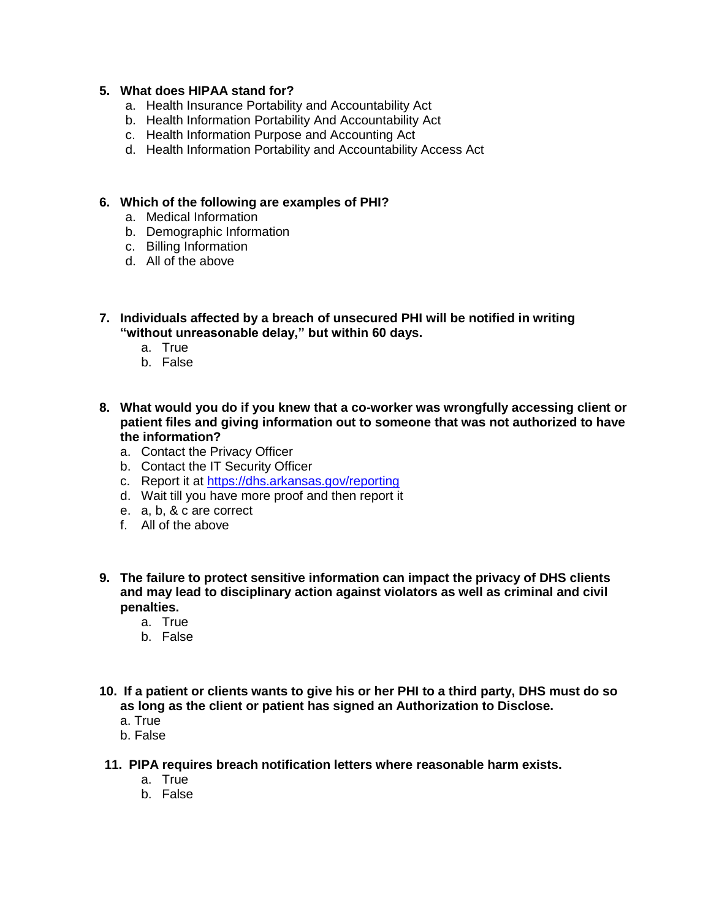5. **What does HIPAA stand for?**
   a. Health Insurance Portability and Accountability Act
   b. Health Information Portability And Accountability Act
   c. Health Information Purpose and Accounting Act
   d. Health Information Portability and Accountability Access Act

6. **Which of the following are examples of PHI?**
   a. Medical Information
   b. Demographic Information
   c. Billing Information
   d. All of the above

7. **Individuals affected by a breach of unsecured PHI will be notified in writing "without unreasonable delay," but within 60 days.**
   a. True
   b. False

8. **What would you do if you knew that a co-worker was wrongfully accessing client or patient files and giving information out to someone that was not authorized to have the information?**
   a. Contact the Privacy Officer
   b. Contact the IT Security Officer
   c. Report it at [https://dhs.arkansas.gov/reporting](https://dhs.arkansas.gov/reporting)
   d. Wait till you have more proof and then report it
   e. a, b, & c are correct
   f. All of the above

9. **The failure to protect sensitive information can impact the privacy of DHS clients and may lead to disciplinary action against violators as well as criminal and civil penalties.**
   a. True
   b. False

10. **If a patient or clients wants to give his or her PHI to a third party, DHS must do so as long as the client or patient has signed an Authorization to Disclose.**
    a. True
    b. False

11. **PIPA requires breach notification letters where reasonable harm exists.**
    a. True
    b. False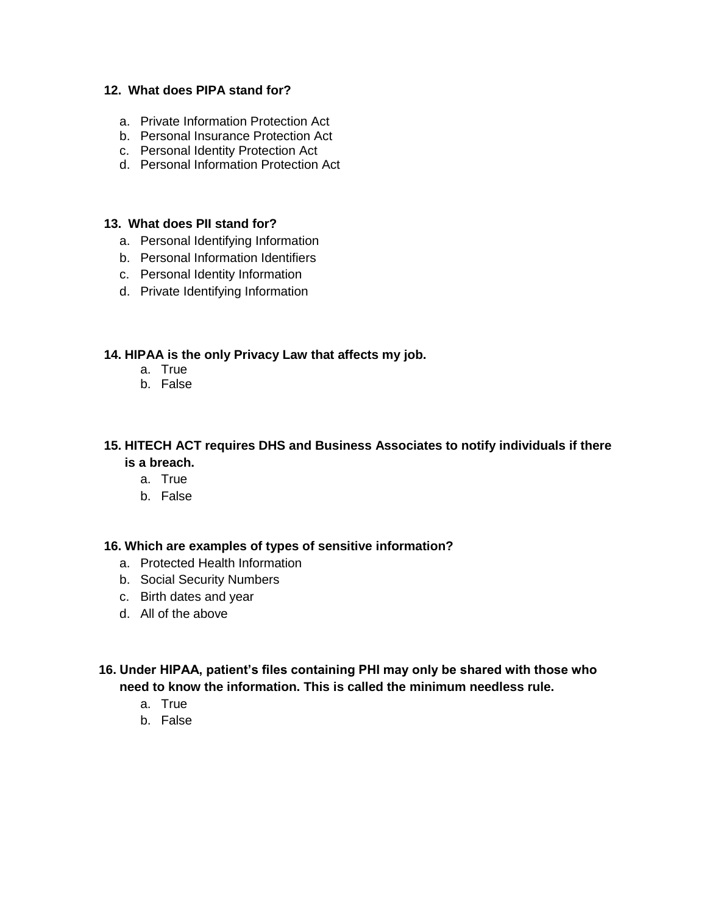**12. What does PIPA stand for?**

a. Private Information Protection Act
b. Personal Insurance Protection Act
c. Personal Identity Protection Act
d. Personal Information Protection Act

**13. What does PII stand for?**

a. Personal Identifying Information
b. Personal Information Identifiers
c. Personal Identity Information
d. Private Identifying Information

**14. HIPAA is the only Privacy Law that affects my job.**

a. True
b. False

**15. HITECH ACT requires DHS and Business Associates to notify individuals if there is a breach.**

a. True
b. False

**16. Which are examples of types of sensitive information?**

a. Protected Health Information
b. Social Security Numbers
c. Birth dates and year
d. All of the above

**16. Under HIPAA, patient's files containing PHI may only be shared with those who need to know the information. This is called the minimum needless rule.**

a. True
b. False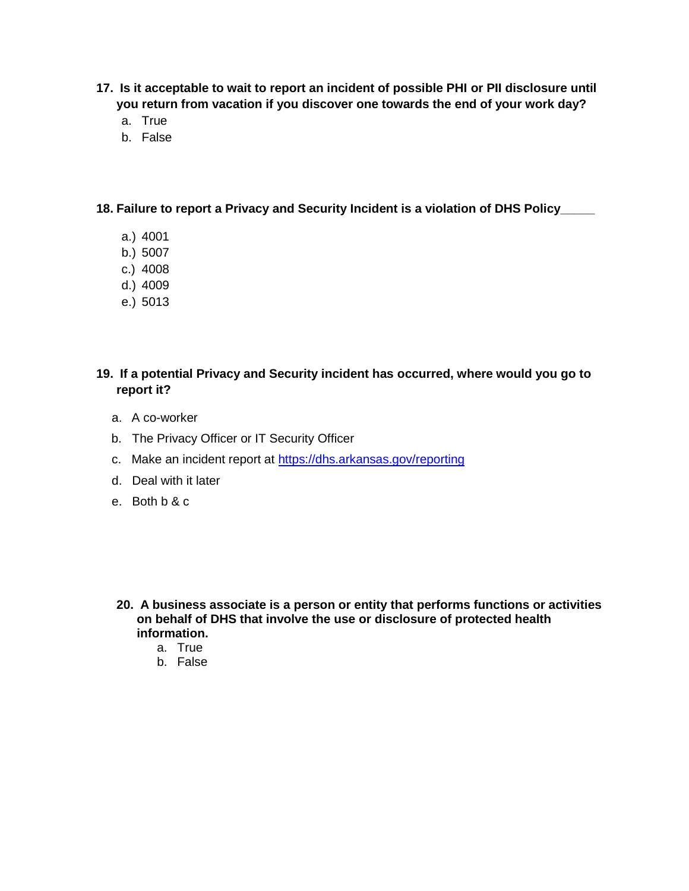**17. Is it acceptable to wait to report an incident of possible PHI or PII disclosure until you return from vacation if you discover one towards the end of your work day?**

a. True

b. False

**18. Failure to report a Privacy and Security Incident is a violation of DHS Policy_____**

a.) 4001

b.) 5007

c.) 4008

d.) 4009

e.) 5013

**19. If a potential Privacy and Security incident has occurred, where would you go to report it?**

a. A co-worker

b. The Privacy Officer or IT Security Officer

c. Make an incident report at [https://dhs.arkansas.gov/reporting](https://dhs.arkansas.gov/reporting)

d. Deal with it later

e. Both b & c

**20. A business associate is a person or entity that performs functions or activities on behalf of DHS that involve the use or disclosure of protected health information.**

a. True

b. False